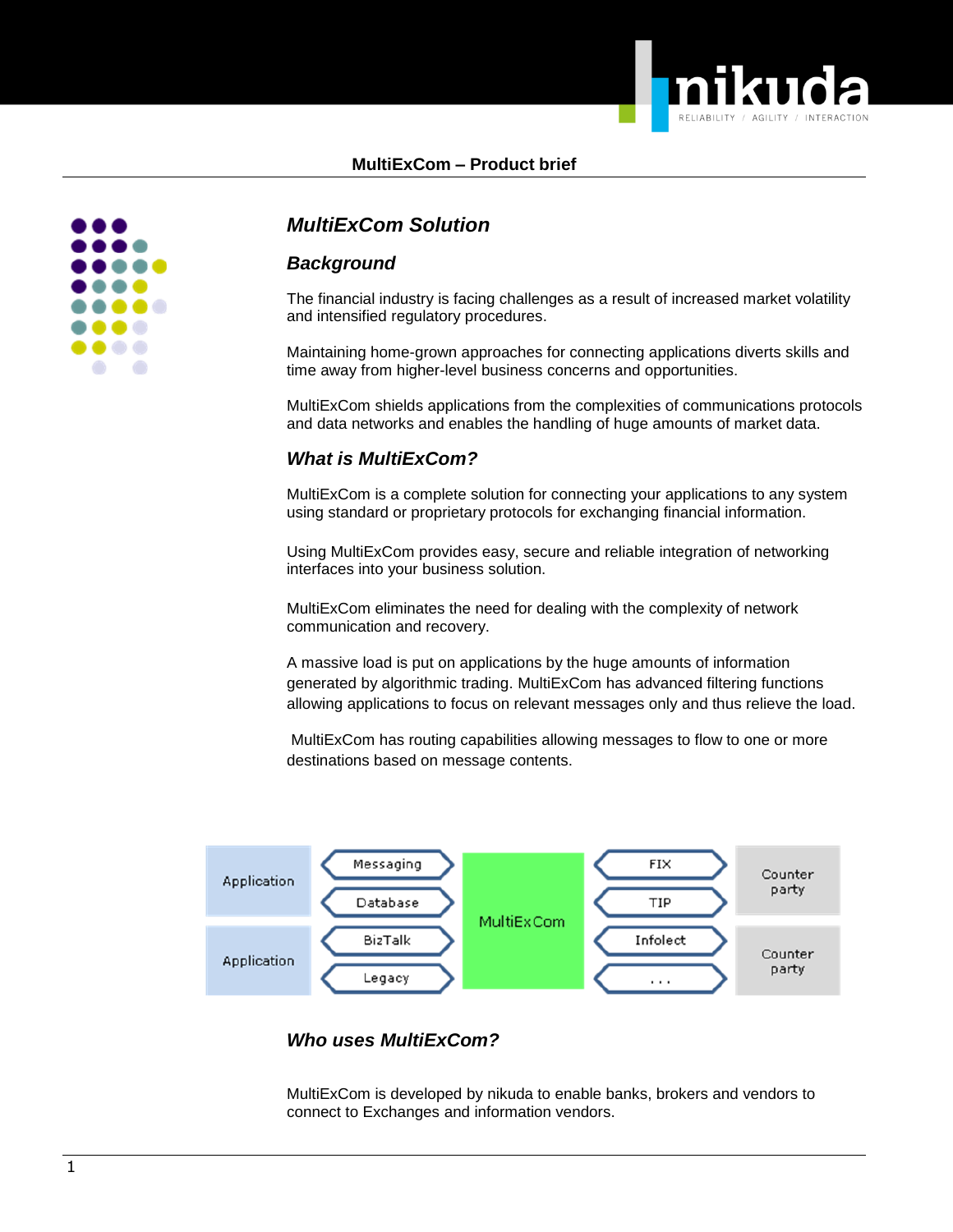# MultiExCom – Product brief

## MultiExCom Solution

### Background

The financial industry is facing challenges as a result of increased market volatility and intensified regulatory procedures.

Maintaining home-grown approaches for connecting applications diverts skills and time away from higher-level business concerns and opportunities.

MultiExCom shields applications from the complexities of communications protocols and data networks and enables the handling of huge amounts of market data.

### What is MultiExCom?

MultiExCom is a complete solution for connecting your applications to any system using standard or proprietary protocols for exchanging financial information.

Using MultiExCom provides easy, secure and reliable integration of networking interfaces into your business solution.

MultiExCom eliminates the need for dealing with the complexity of network communication and recovery.

A massive load is put on applications by the huge amounts of information generated by algorithmic trading. MultiExCom has advanced filtering functions allowing applications to focus on relevant messages only and thus relieve the load.

MultiExCom has routing capabilities allowing messages to flow to one or more destinations based on message contents.

| Application | Messaging | MultiExCom | FIX | Counter party |
|---|---|---|---|---|
| | Database | | TIP | |
| Application | BizTalk | | Infolect | Counter party |
| | Legacy | | . . . | |

### Who uses MultiExCom?

MultiExCom is developed by nikuda to enable banks, brokers and vendors to connect to Exchanges and information vendors.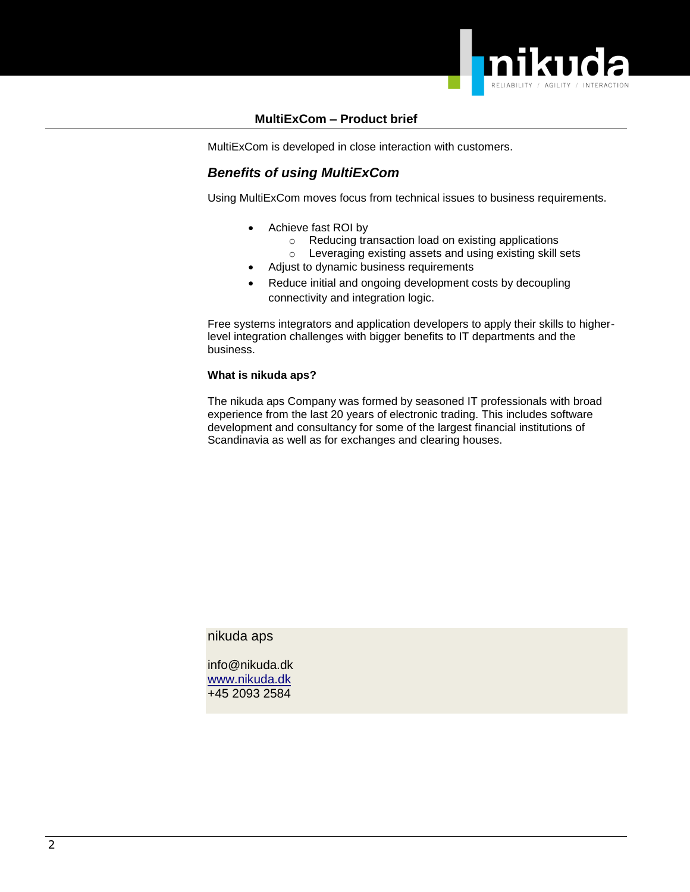MultiExCom is developed in close interaction with customers.

## *Benefits of using MultiExCom*

Using MultiExCom moves focus from technical issues to business requirements.

- Achieve fast ROI by
  - Reducing transaction load on existing applications
  - Leveraging existing assets and using existing skill sets
- Adjust to dynamic business requirements
- Reduce initial and ongoing development costs by decoupling connectivity and integration logic.

Free systems integrators and application developers to apply their skills to higher-level integration challenges with bigger benefits to IT departments and the business.

**What is nikuda aps?**

The nikuda aps Company was formed by seasoned IT professionals with broad experience from the last 20 years of electronic trading. This includes software development and consultancy for some of the largest financial institutions of Scandinavia as well as for exchanges and clearing houses.

nikuda aps

info@nikuda.dk
www.nikuda.dk
+45 2093 2584